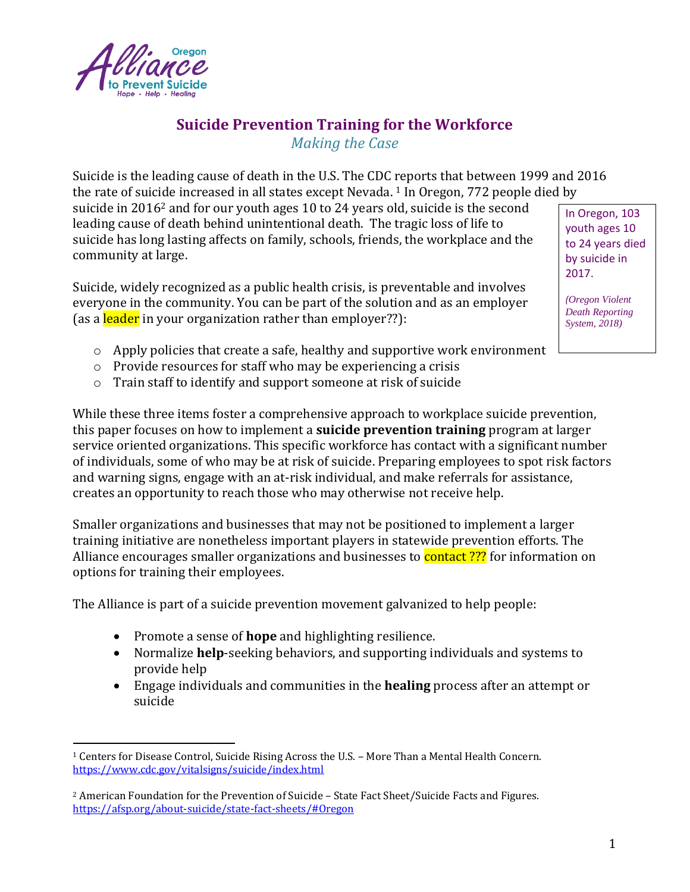Oregon Alliance to Prevent Suicide
Hope • Help • Healing

# Suicide Prevention Training for the Workforce

*Making the Case*

Suicide is the leading cause of death in the U.S. The CDC reports that between 1999 and 2016 the rate of suicide increased in all states except Nevada. [1] In Oregon, 772 people died by suicide in 2016[2] and for our youth ages 10 to 24 years old, suicide is the second leading cause of death behind unintentional death. The tragic loss of life to suicide has long lasting affects on family, schools, friends, the workplace and the community at large.

> In Oregon, 103 youth ages 10 to 24 years died by suicide in 2017.
>
> *(Oregon Violent Death Reporting System, 2018)*

Suicide, widely recognized as a public health crisis, is preventable and involves everyone in the community. You can be part of the solution and as an employer (as a leader in your organization rather than employer??):

- Apply policies that create a safe, healthy and supportive work environment
- Provide resources for staff who may be experiencing a crisis
- Train staff to identify and support someone at risk of suicide

While these three items foster a comprehensive approach to workplace suicide prevention, this paper focuses on how to implement a **suicide prevention training** program at larger service oriented organizations. This specific workforce has contact with a significant number of individuals, some of who may be at risk of suicide. Preparing employees to spot risk factors and warning signs, engage with an at-risk individual, and make referrals for assistance, creates an opportunity to reach those who may otherwise not receive help.

Smaller organizations and businesses that may not be positioned to implement a larger training initiative are nonetheless important players in statewide prevention efforts. The Alliance encourages smaller organizations and businesses to contact ??? for information on options for training their employees.

The Alliance is part of a suicide prevention movement galvanized to help people:

- Promote a sense of **hope** and highlighting resilience.
- Normalize **help**-seeking behaviors, and supporting individuals and systems to provide help
- Engage individuals and communities in the **healing** process after an attempt or suicide

---

[1] Centers for Disease Control, Suicide Rising Across the U.S. – More Than a Mental Health Concern. https://www.cdc.gov/vitalsigns/suicide/index.html

[2] American Foundation for the Prevention of Suicide – State Fact Sheet/Suicide Facts and Figures. https://afsp.org/about-suicide/state-fact-sheets/#Oregon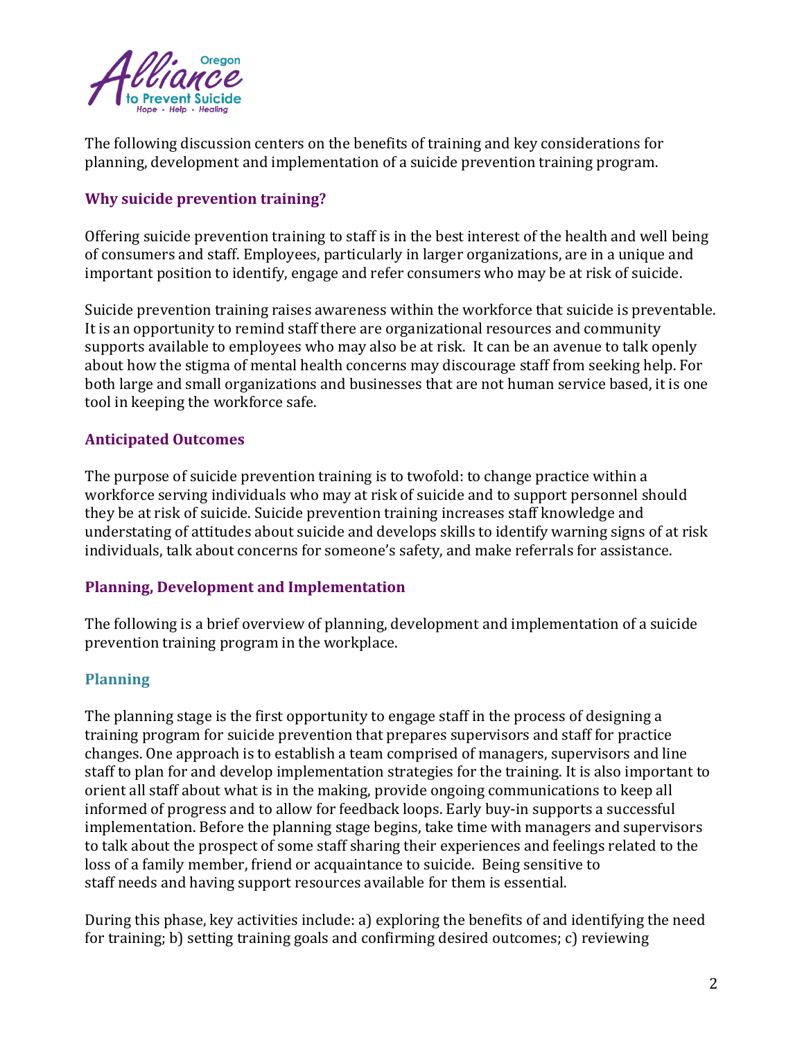The following discussion centers on the benefits of training and key considerations for planning, development and implementation of a suicide prevention training program.

## Why suicide prevention training?

Offering suicide prevention training to staff is in the best interest of the health and well being of consumers and staff. Employees, particularly in larger organizations, are in a unique and important position to identify, engage and refer consumers who may be at risk of suicide.

Suicide prevention training raises awareness within the workforce that suicide is preventable. It is an opportunity to remind staff there are organizational resources and community supports available to employees who may also be at risk. It can be an avenue to talk openly about how the stigma of mental health concerns may discourage staff from seeking help. For both large and small organizations and businesses that are not human service based, it is one tool in keeping the workforce safe.

## Anticipated Outcomes

The purpose of suicide prevention training is to twofold: to change practice within a workforce serving individuals who may at risk of suicide and to support personnel should they be at risk of suicide. Suicide prevention training increases staff knowledge and understating of attitudes about suicide and develops skills to identify warning signs of at risk individuals, talk about concerns for someone's safety, and make referrals for assistance.

## Planning, Development and Implementation

The following is a brief overview of planning, development and implementation of a suicide prevention training program in the workplace.

### Planning

The planning stage is the first opportunity to engage staff in the process of designing a training program for suicide prevention that prepares supervisors and staff for practice changes. One approach is to establish a team comprised of managers, supervisors and line staff to plan for and develop implementation strategies for the training. It is also important to orient all staff about what is in the making, provide ongoing communications to keep all informed of progress and to allow for feedback loops. Early buy-in supports a successful implementation. Before the planning stage begins, take time with managers and supervisors to talk about the prospect of some staff sharing their experiences and feelings related to the loss of a family member, friend or acquaintance to suicide. Being sensitive to staff needs and having support resources available for them is essential.

During this phase, key activities include: a) exploring the benefits of and identifying the need for training; b) setting training goals and confirming desired outcomes; c) reviewing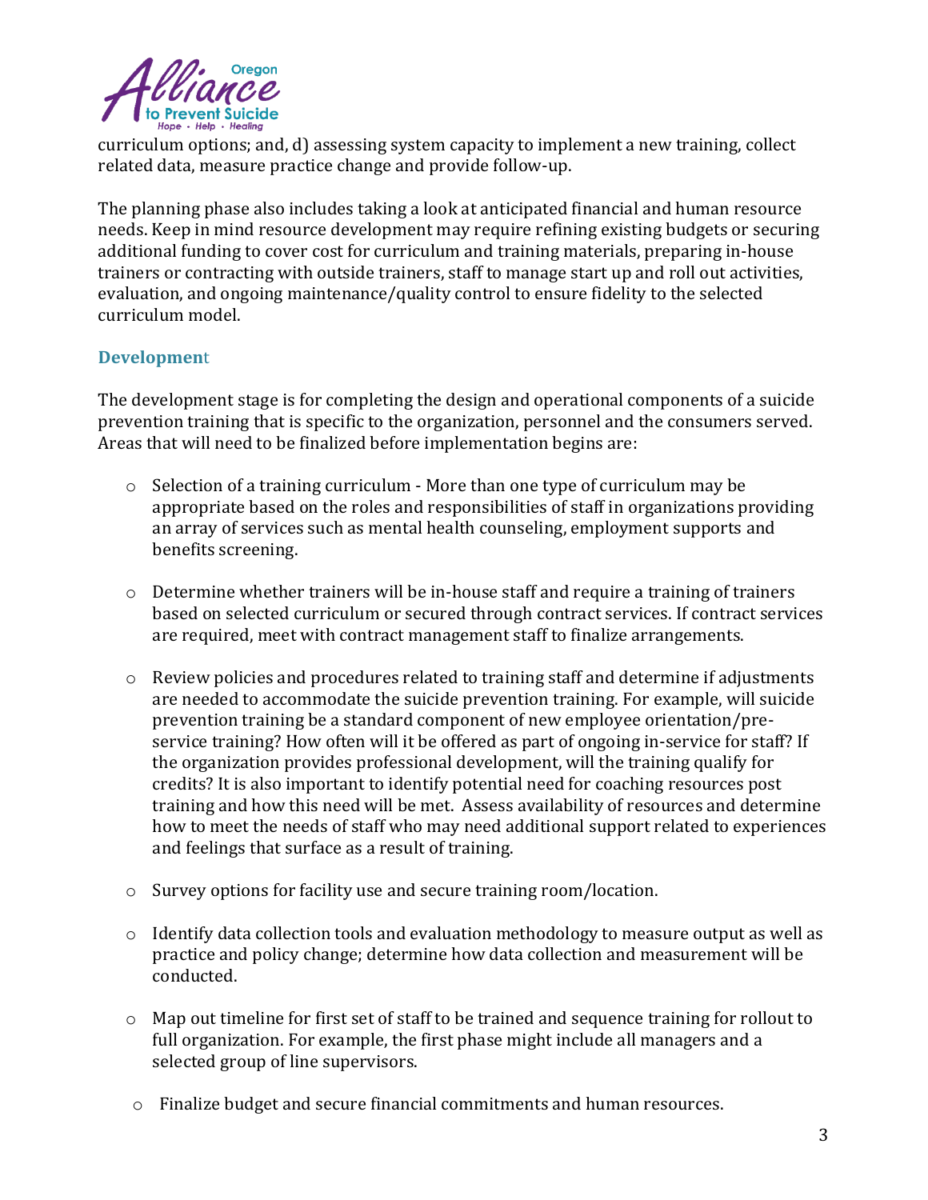curriculum options; and, d) assessing system capacity to implement a new training, collect related data, measure practice change and provide follow-up.

The planning phase also includes taking a look at anticipated financial and human resource needs. Keep in mind resource development may require refining existing budgets or securing additional funding to cover cost for curriculum and training materials, preparing in-house trainers or contracting with outside trainers, staff to manage start up and roll out activities, evaluation, and ongoing maintenance/quality control to ensure fidelity to the selected curriculum model.

### Development

The development stage is for completing the design and operational components of a suicide prevention training that is specific to the organization, personnel and the consumers served. Areas that will need to be finalized before implementation begins are:

- Selection of a training curriculum - More than one type of curriculum may be appropriate based on the roles and responsibilities of staff in organizations providing an array of services such as mental health counseling, employment supports and benefits screening.

- Determine whether trainers will be in-house staff and require a training of trainers based on selected curriculum or secured through contract services. If contract services are required, meet with contract management staff to finalize arrangements.

- Review policies and procedures related to training staff and determine if adjustments are needed to accommodate the suicide prevention training. For example, will suicide prevention training be a standard component of new employee orientation/pre-service training? How often will it be offered as part of ongoing in-service for staff? If the organization provides professional development, will the training qualify for credits? It is also important to identify potential need for coaching resources post training and how this need will be met. Assess availability of resources and determine how to meet the needs of staff who may need additional support related to experiences and feelings that surface as a result of training.

- Survey options for facility use and secure training room/location.

- Identify data collection tools and evaluation methodology to measure output as well as practice and policy change; determine how data collection and measurement will be conducted.

- Map out timeline for first set of staff to be trained and sequence training for rollout to full organization. For example, the first phase might include all managers and a selected group of line supervisors.

- Finalize budget and secure financial commitments and human resources.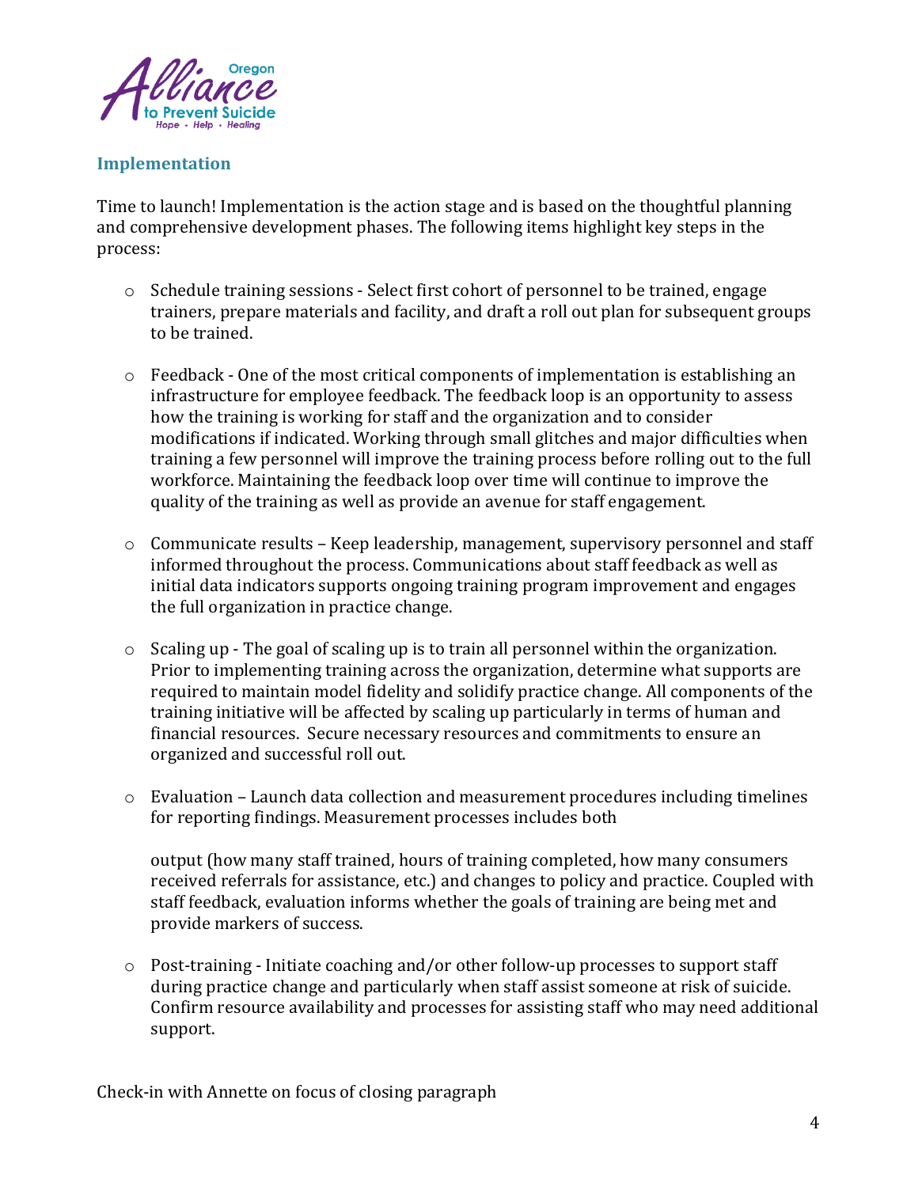## Implementation

Time to launch! Implementation is the action stage and is based on the thoughtful planning and comprehensive development phases. The following items highlight key steps in the process:

- Schedule training sessions - Select first cohort of personnel to be trained, engage trainers, prepare materials and facility, and draft a roll out plan for subsequent groups to be trained.

- Feedback - One of the most critical components of implementation is establishing an infrastructure for employee feedback. The feedback loop is an opportunity to assess how the training is working for staff and the organization and to consider modifications if indicated. Working through small glitches and major difficulties when training a few personnel will improve the training process before rolling out to the full workforce. Maintaining the feedback loop over time will continue to improve the quality of the training as well as provide an avenue for staff engagement.

- Communicate results – Keep leadership, management, supervisory personnel and staff informed throughout the process. Communications about staff feedback as well as initial data indicators supports ongoing training program improvement and engages the full organization in practice change.

- Scaling up - The goal of scaling up is to train all personnel within the organization. Prior to implementing training across the organization, determine what supports are required to maintain model fidelity and solidify practice change. All components of the training initiative will be affected by scaling up particularly in terms of human and financial resources. Secure necessary resources and commitments to ensure an organized and successful roll out.

- Evaluation – Launch data collection and measurement procedures including timelines for reporting findings. Measurement processes includes both

  output (how many staff trained, hours of training completed, how many consumers received referrals for assistance, etc.) and changes to policy and practice. Coupled with staff feedback, evaluation informs whether the goals of training are being met and provide markers of success.

- Post-training - Initiate coaching and/or other follow-up processes to support staff during practice change and particularly when staff assist someone at risk of suicide. Confirm resource availability and processes for assisting staff who may need additional support.

Check-in with Annette on focus of closing paragraph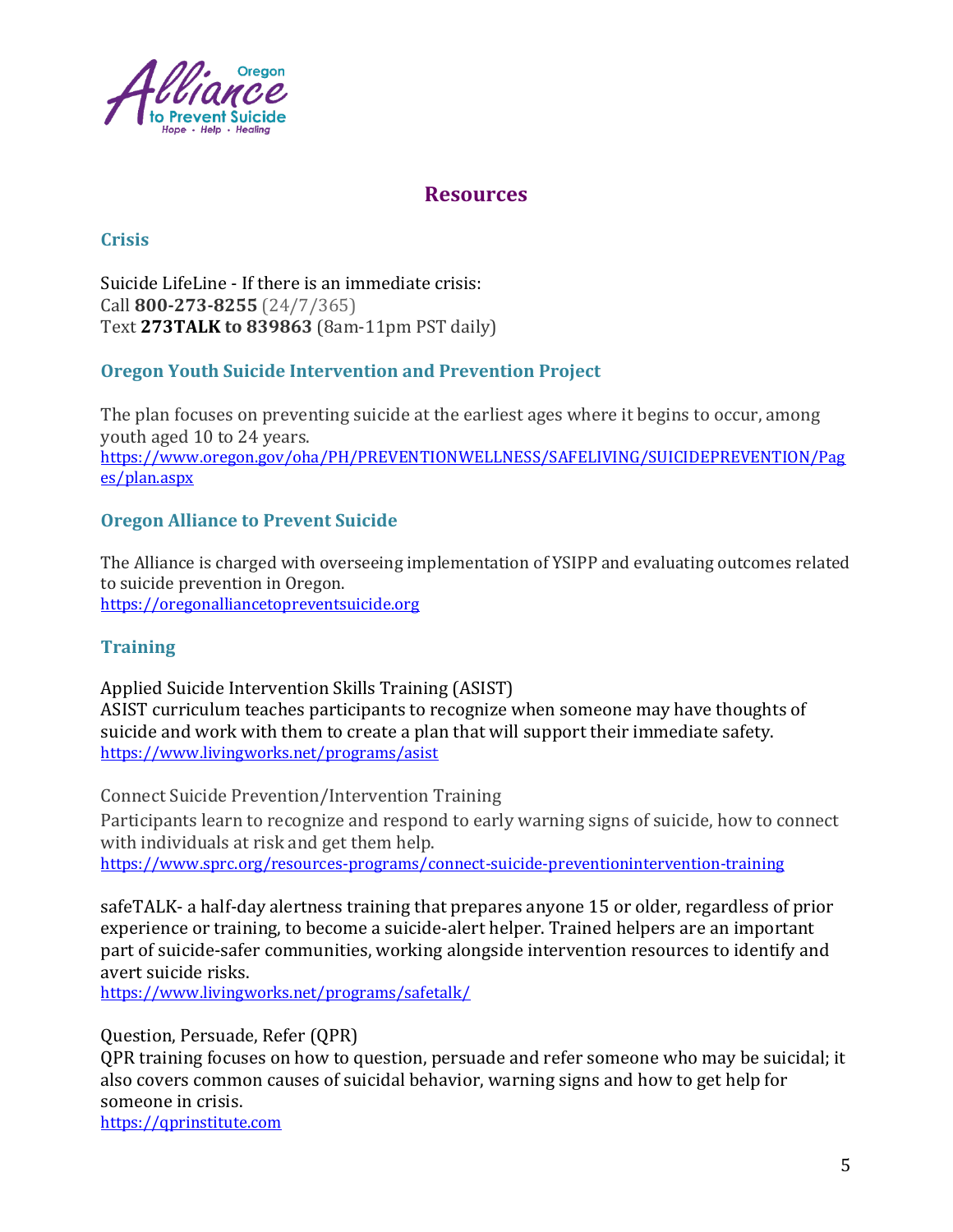## Resources

### Crisis

Suicide LifeLine - If there is an immediate crisis:
Call **800-273-8255** (24/7/365)
Text **273TALK to 839863** (8am-11pm PST daily)

### Oregon Youth Suicide Intervention and Prevention Project

The plan focuses on preventing suicide at the earliest ages where it begins to occur, among youth aged 10 to 24 years.
https://www.oregon.gov/oha/PH/PREVENTIONWELLNESS/SAFELIVING/SUICIDEPREVENTION/Pages/plan.aspx

### Oregon Alliance to Prevent Suicide

The Alliance is charged with overseeing implementation of YSIPP and evaluating outcomes related to suicide prevention in Oregon.
https://oregonalliancetopreventsuicide.org

### Training

Applied Suicide Intervention Skills Training (ASIST)
ASIST curriculum teaches participants to recognize when someone may have thoughts of suicide and work with them to create a plan that will support their immediate safety.
https://www.livingworks.net/programs/asist

Connect Suicide Prevention/Intervention Training
Participants learn to recognize and respond to early warning signs of suicide, how to connect with individuals at risk and get them help.
https://www.sprc.org/resources-programs/connect-suicide-preventionintervention-training

safeTALK- a half-day alertness training that prepares anyone 15 or older, regardless of prior experience or training, to become a suicide-alert helper. Trained helpers are an important part of suicide-safer communities, working alongside intervention resources to identify and avert suicide risks.
https://www.livingworks.net/programs/safetalk/

Question, Persuade, Refer (QPR)
QPR training focuses on how to question, persuade and refer someone who may be suicidal; it also covers common causes of suicidal behavior, warning signs and how to get help for someone in crisis.
https://qprinstitute.com